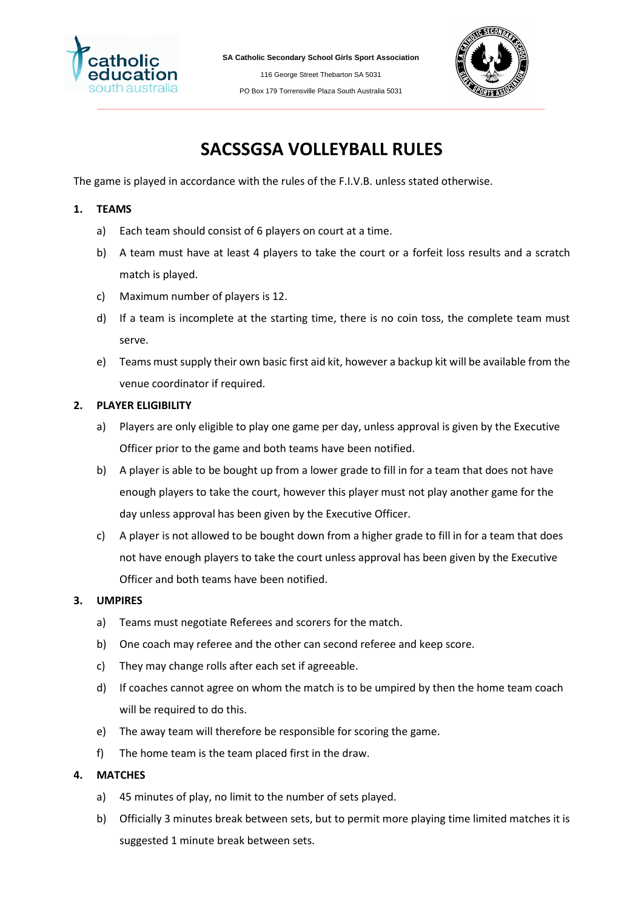SA Catholic Secondary School Girls Sport Association

116 George Street Thebarton SA 5031

PO Box 179 Torrensville Plaza South Australia 5031

# SACSSGSA VOLLEYBALL RULES

The game is played in accordance with the rules of the F.I.V.B. unless stated otherwise.

## 1. TEAMS

a) Each team should consist of 6 players on court at a time.

b) A team must have at least 4 players to take the court or a forfeit loss results and a scratch match is played.

c) Maximum number of players is 12.

d) If a team is incomplete at the starting time, there is no coin toss, the complete team must serve.

e) Teams must supply their own basic first aid kit, however a backup kit will be available from the venue coordinator if required.

## 2. PLAYER ELIGIBILITY

a) Players are only eligible to play one game per day, unless approval is given by the Executive Officer prior to the game and both teams have been notified.

b) A player is able to be bought up from a lower grade to fill in for a team that does not have enough players to take the court, however this player must not play another game for the day unless approval has been given by the Executive Officer.

c) A player is not allowed to be bought down from a higher grade to fill in for a team that does not have enough players to take the court unless approval has been given by the Executive Officer and both teams have been notified.

## 3. UMPIRES

a) Teams must negotiate Referees and scorers for the match.

b) One coach may referee and the other can second referee and keep score.

c) They may change rolls after each set if agreeable.

d) If coaches cannot agree on whom the match is to be umpired by then the home team coach will be required to do this.

e) The away team will therefore be responsible for scoring the game.

f) The home team is the team placed first in the draw.

## 4. MATCHES

a) 45 minutes of play, no limit to the number of sets played.

b) Officially 3 minutes break between sets, but to permit more playing time limited matches it is suggested 1 minute break between sets.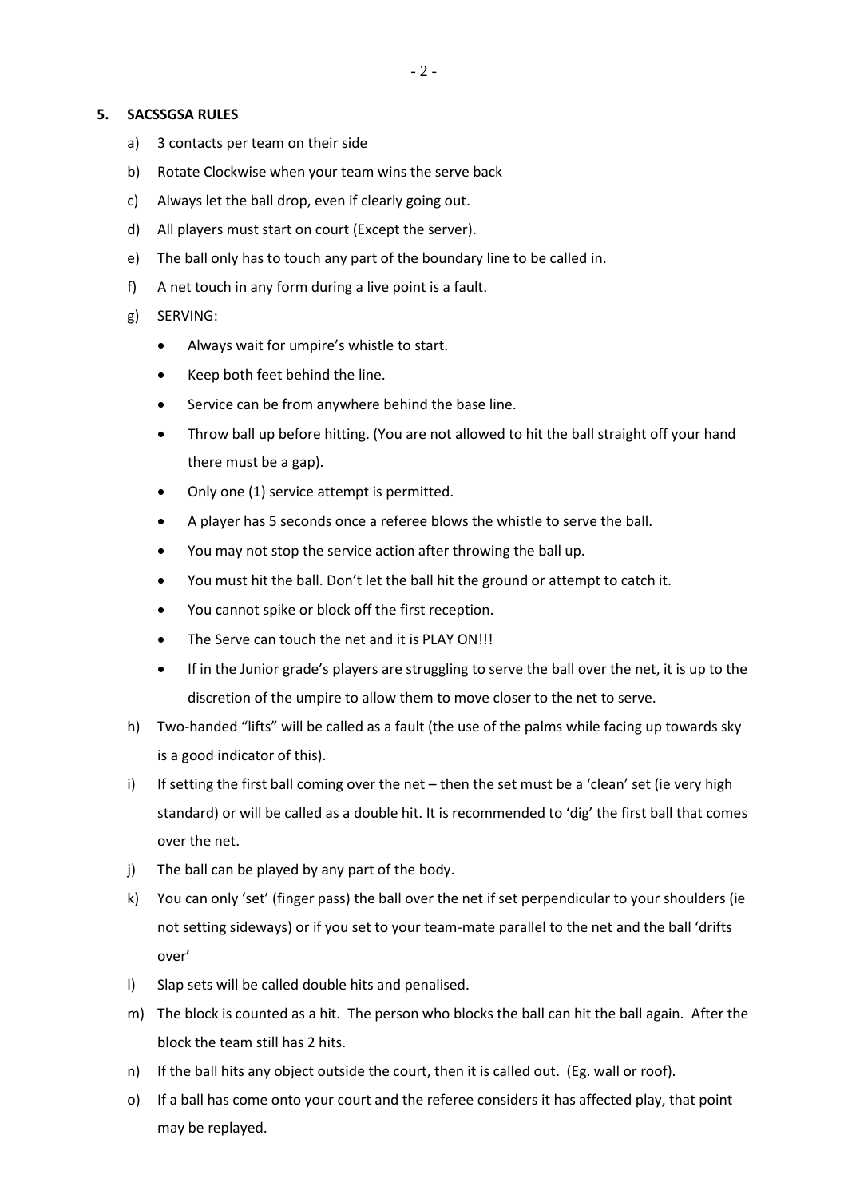## 5. SACSSGSA RULES

a) 3 contacts per team on their side

b) Rotate Clockwise when your team wins the serve back

c) Always let the ball drop, even if clearly going out.

d) All players must start on court (Except the server).

e) The ball only has to touch any part of the boundary line to be called in.

f) A net touch in any form during a live point is a fault.

g) SERVING:

- Always wait for umpire's whistle to start.
- Keep both feet behind the line.
- Service can be from anywhere behind the base line.
- Throw ball up before hitting. (You are not allowed to hit the ball straight off your hand there must be a gap).
- Only one (1) service attempt is permitted.
- A player has 5 seconds once a referee blows the whistle to serve the ball.
- You may not stop the service action after throwing the ball up.
- You must hit the ball. Don't let the ball hit the ground or attempt to catch it.
- You cannot spike or block off the first reception.
- The Serve can touch the net and it is PLAY ON!!!
- If in the Junior grade's players are struggling to serve the ball over the net, it is up to the discretion of the umpire to allow them to move closer to the net to serve.

h) Two-handed "lifts" will be called as a fault (the use of the palms while facing up towards sky is a good indicator of this).

i) If setting the first ball coming over the net – then the set must be a 'clean' set (ie very high standard) or will be called as a double hit. It is recommended to 'dig' the first ball that comes over the net.

j) The ball can be played by any part of the body.

k) You can only 'set' (finger pass) the ball over the net if set perpendicular to your shoulders (ie not setting sideways) or if you set to your team-mate parallel to the net and the ball 'drifts over'

l) Slap sets will be called double hits and penalised.

m) The block is counted as a hit. The person who blocks the ball can hit the ball again. After the block the team still has 2 hits.

n) If the ball hits any object outside the court, then it is called out. (Eg. wall or roof).

o) If a ball has come onto your court and the referee considers it has affected play, that point may be replayed.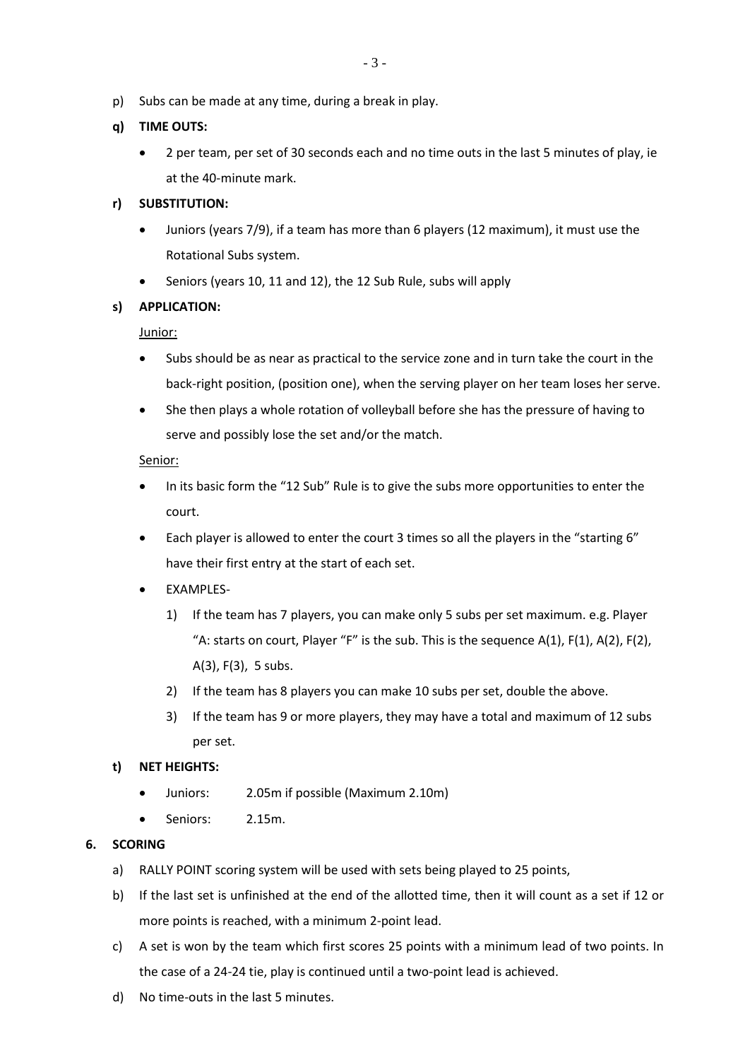p) Subs can be made at any time, during a break in play.

**q) TIME OUTS:**

- 2 per team, per set of 30 seconds each and no time outs in the last 5 minutes of play, ie at the 40-minute mark.

**r) SUBSTITUTION:**

- Juniors (years 7/9), if a team has more than 6 players (12 maximum), it must use the Rotational Subs system.
- Seniors (years 10, 11 and 12), the 12 Sub Rule, subs will apply

**s) APPLICATION:**

Junior:

- Subs should be as near as practical to the service zone and in turn take the court in the back-right position, (position one), when the serving player on her team loses her serve.
- She then plays a whole rotation of volleyball before she has the pressure of having to serve and possibly lose the set and/or the match.

Senior:

- In its basic form the "12 Sub" Rule is to give the subs more opportunities to enter the court.
- Each player is allowed to enter the court 3 times so all the players in the "starting 6" have their first entry at the start of each set.
- EXAMPLES-
  1) If the team has 7 players, you can make only 5 subs per set maximum. e.g. Player "A: starts on court, Player "F" is the sub. This is the sequence A(1), F(1), A(2), F(2), A(3), F(3), 5 subs.
  2) If the team has 8 players you can make 10 subs per set, double the above.
  3) If the team has 9 or more players, they may have a total and maximum of 12 subs per set.

**t) NET HEIGHTS:**

- Juniors: 2.05m if possible (Maximum 2.10m)
- Seniors: 2.15m.

## 6. SCORING

a) RALLY POINT scoring system will be used with sets being played to 25 points,

b) If the last set is unfinished at the end of the allotted time, then it will count as a set if 12 or more points is reached, with a minimum 2-point lead.

c) A set is won by the team which first scores 25 points with a minimum lead of two points. In the case of a 24-24 tie, play is continued until a two-point lead is achieved.

d) No time-outs in the last 5 minutes.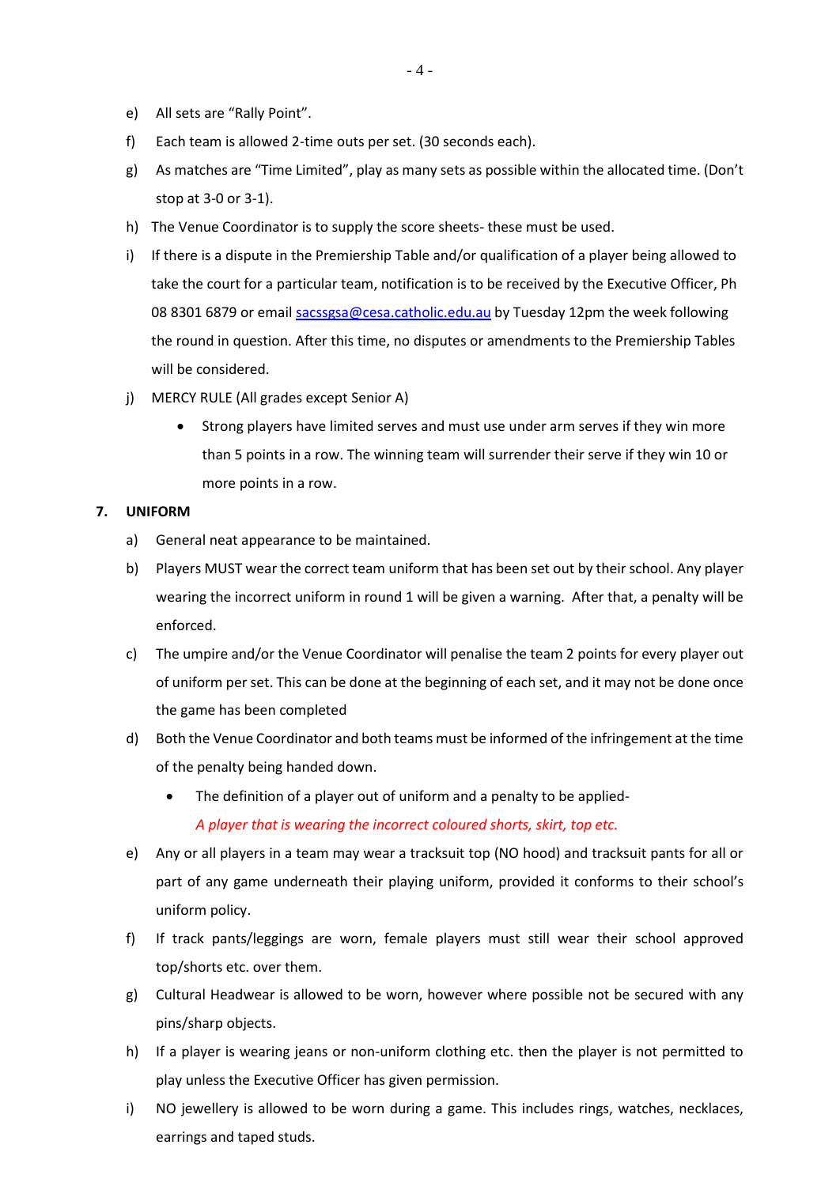e) All sets are "Rally Point".

f) Each team is allowed 2-time outs per set. (30 seconds each).

g) As matches are "Time Limited", play as many sets as possible within the allocated time. (Don't stop at 3-0 or 3-1).

h) The Venue Coordinator is to supply the score sheets- these must be used.

i) If there is a dispute in the Premiership Table and/or qualification of a player being allowed to take the court for a particular team, notification is to be received by the Executive Officer, Ph 08 8301 6879 or email sacssgsa@cesa.catholic.edu.au by Tuesday 12pm the week following the round in question. After this time, no disputes or amendments to the Premiership Tables will be considered.

j) MERCY RULE (All grades except Senior A)

- Strong players have limited serves and must use under arm serves if they win more than 5 points in a row. The winning team will surrender their serve if they win 10 or more points in a row.

## 7. UNIFORM

a) General neat appearance to be maintained.

b) Players MUST wear the correct team uniform that has been set out by their school. Any player wearing the incorrect uniform in round 1 will be given a warning. After that, a penalty will be enforced.

c) The umpire and/or the Venue Coordinator will penalise the team 2 points for every player out of uniform per set. This can be done at the beginning of each set, and it may not be done once the game has been completed

d) Both the Venue Coordinator and both teams must be informed of the infringement at the time of the penalty being handed down.

- The definition of a player out of uniform and a penalty to be applied-
  *A player that is wearing the incorrect coloured shorts, skirt, top etc.*

e) Any or all players in a team may wear a tracksuit top (NO hood) and tracksuit pants for all or part of any game underneath their playing uniform, provided it conforms to their school's uniform policy.

f) If track pants/leggings are worn, female players must still wear their school approved top/shorts etc. over them.

g) Cultural Headwear is allowed to be worn, however where possible not be secured with any pins/sharp objects.

h) If a player is wearing jeans or non-uniform clothing etc. then the player is not permitted to play unless the Executive Officer has given permission.

i) NO jewellery is allowed to be worn during a game. This includes rings, watches, necklaces, earrings and taped studs.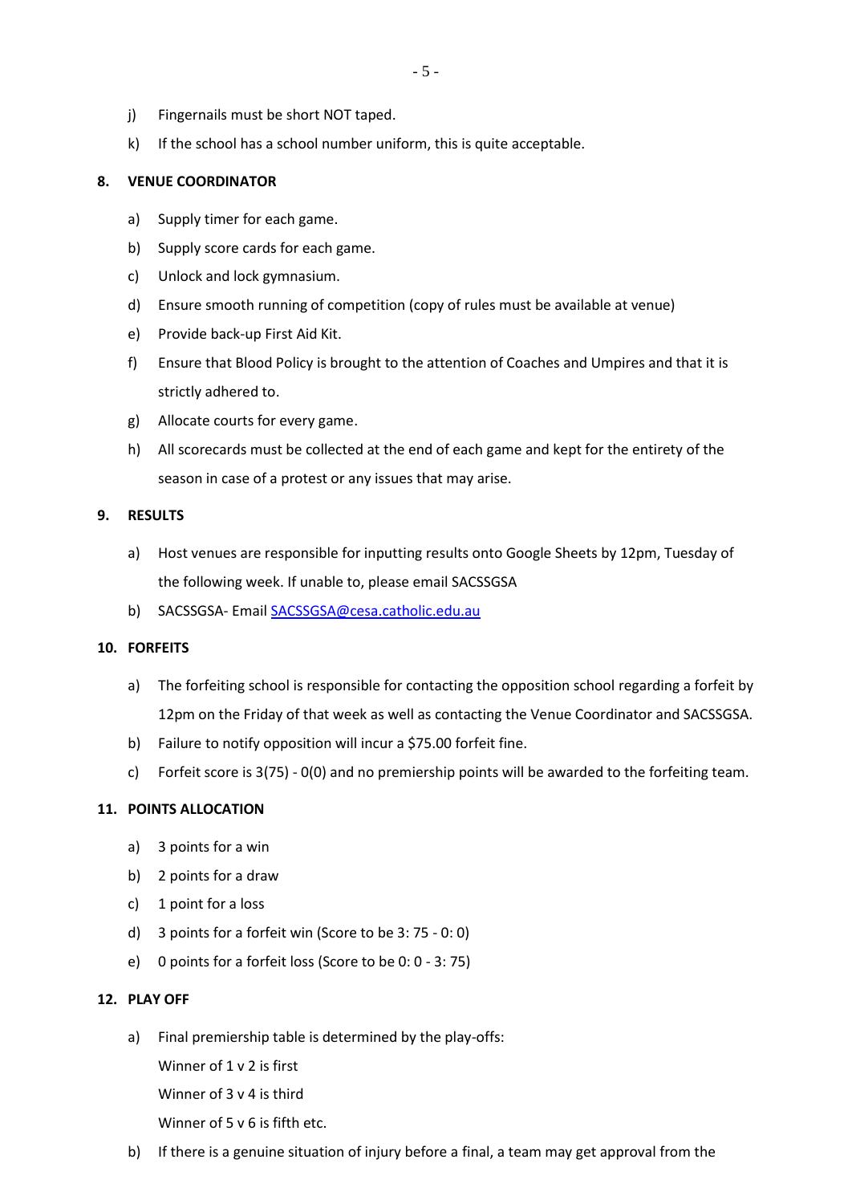j) Fingernails must be short NOT taped.

k) If the school has a school number uniform, this is quite acceptable.

**8. VENUE COORDINATOR**

a) Supply timer for each game.

b) Supply score cards for each game.

c) Unlock and lock gymnasium.

d) Ensure smooth running of competition (copy of rules must be available at venue)

e) Provide back-up First Aid Kit.

f) Ensure that Blood Policy is brought to the attention of Coaches and Umpires and that it is strictly adhered to.

g) Allocate courts for every game.

h) All scorecards must be collected at the end of each game and kept for the entirety of the season in case of a protest or any issues that may arise.

**9. RESULTS**

a) Host venues are responsible for inputting results onto Google Sheets by 12pm, Tuesday of the following week. If unable to, please email SACSSGSA

b) SACSSGSA- Email [SACSSGSA@cesa.catholic.edu.au](mailto:SACSSGSA@cesa.catholic.edu.au)

**10. FORFEITS**

a) The forfeiting school is responsible for contacting the opposition school regarding a forfeit by 12pm on the Friday of that week as well as contacting the Venue Coordinator and SACSSGSA.

b) Failure to notify opposition will incur a $75.00 forfeit fine.

c) Forfeit score is 3(75) - 0(0) and no premiership points will be awarded to the forfeiting team.

**11. POINTS ALLOCATION**

a) 3 points for a win

b) 2 points for a draw

c) 1 point for a loss

d) 3 points for a forfeit win (Score to be 3: 75 - 0: 0)

e) 0 points for a forfeit loss (Score to be 0: 0 - 3: 75)

**12. PLAY OFF**

a) Final premiership table is determined by the play-offs:

Winner of 1 v 2 is first

Winner of 3 v 4 is third

Winner of 5 v 6 is fifth etc.

b) If there is a genuine situation of injury before a final, a team may get approval from the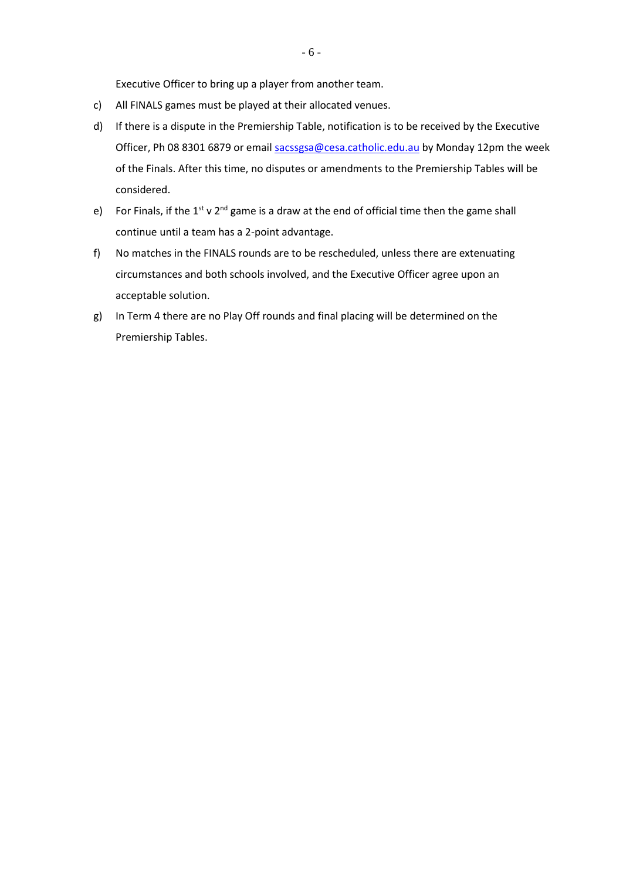Executive Officer to bring up a player from another team.

c) All FINALS games must be played at their allocated venues.

d) If there is a dispute in the Premiership Table, notification is to be received by the Executive Officer, Ph 08 8301 6879 or email sacssgsa@cesa.catholic.edu.au by Monday 12pm the week of the Finals. After this time, no disputes or amendments to the Premiership Tables will be considered.

e) For Finals, if the 1st v 2nd game is a draw at the end of official time then the game shall continue until a team has a 2-point advantage.

f) No matches in the FINALS rounds are to be rescheduled, unless there are extenuating circumstances and both schools involved, and the Executive Officer agree upon an acceptable solution.

g) In Term 4 there are no Play Off rounds and final placing will be determined on the Premiership Tables.